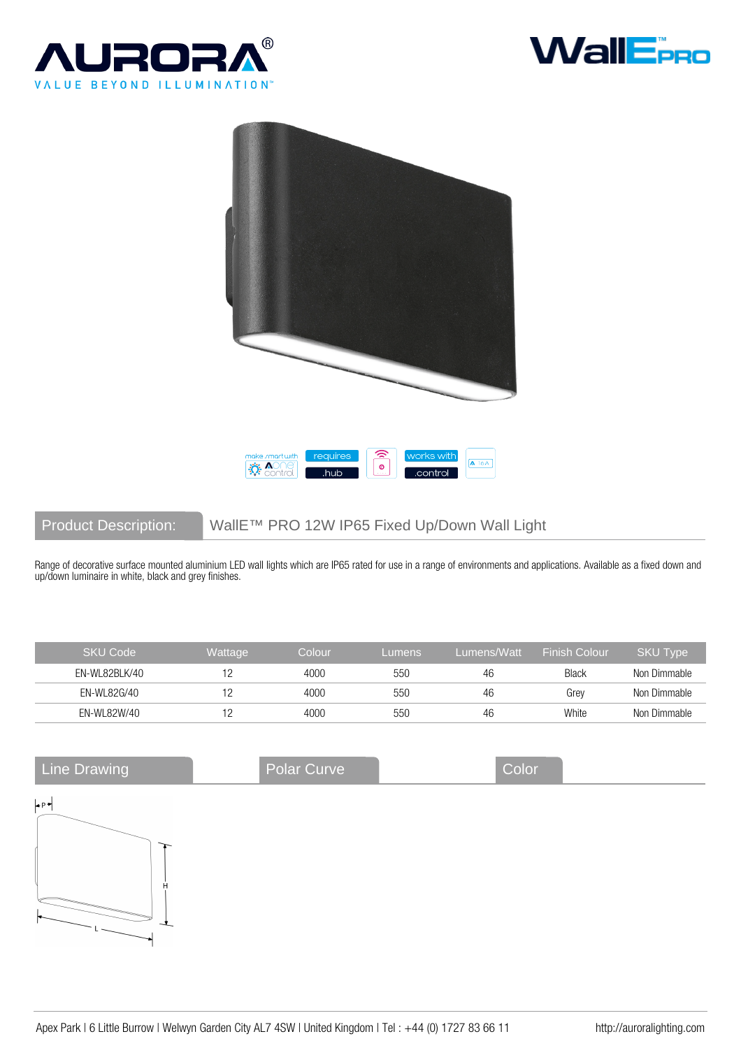AURORA®

VALUE BEYOND ILLUMINATION™

WallE™ PRO

make smart with AONE control | requires .hub | works with .control

## Product Description: WallE™ PRO 12W IP65 Fixed Up/Down Wall Light

Range of decorative surface mounted aluminium LED wall lights which are IP65 rated for use in a range of environments and applications. Available as a fixed down and up/down luminaire in white, black and grey finishes.

| SKU Code | Wattage | Colour | Lumens | Lumens/Watt | Finish Colour | SKU Type |
|---|---|---|---|---|---|---|
| EN-WL82BLK/40 | 12 | 4000 | 550 | 46 | Black | Non Dimmable |
| EN-WL82G/40 | 12 | 4000 | 550 | 46 | Grey | Non Dimmable |
| EN-WL82W/40 | 12 | 4000 | 550 | 46 | White | Non Dimmable |

## Line Drawing

P

H

L

## Polar Curve

## Color

Apex Park | 6 Little Burrow | Welwyn Garden City AL7 4SW | United Kingdom | Tel : +44 (0) 1727 83 66 11 http://auroralighting.com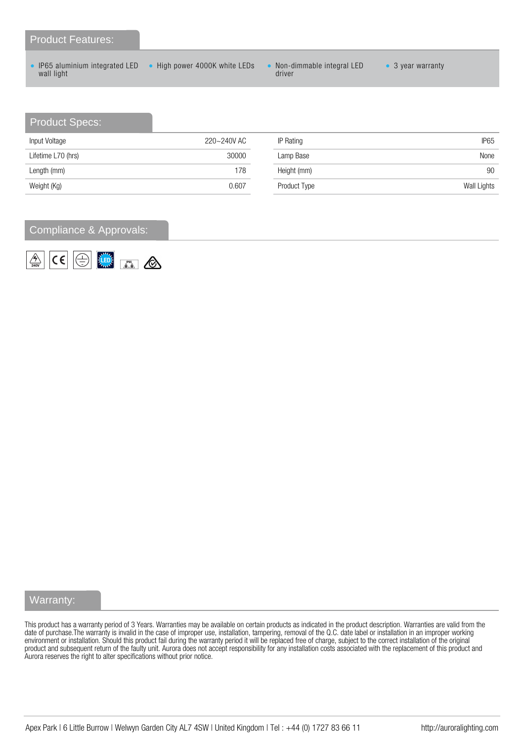## Product Features:

- IP65 aluminium integrated LED wall light
- High power 4000K white LEDs
- Non-dimmable integral LED driver
- 3 year warranty

## Product Specs:

| | | | |
|---|---|---|---|
| Input Voltage | 220~240V AC | IP Rating | IP65 |
| Lifetime L70 (hrs) | 30000 | Lamp Base | None |
| Length (mm) | 178 | Height (mm) | 90 |
| Weight (Kg) | 0.607 | Product Type | Wall Lights |

## Compliance & Approvals:

## Warranty:

This product has a warranty period of 3 Years. Warranties may be available on certain products as indicated in the product description. Warranties are valid from the date of purchase.The warranty is invalid in the case of improper use, installation, tampering, removal of the Q.C. date label or installation in an improper working environment or installation. Should this product fail during the warranty period it will be replaced free of charge, subject to the correct installation of the original product and subsequent return of the faulty unit. Aurora does not accept responsibility for any installation costs associated with the replacement of this product and Aurora reserves the right to alter specifications without prior notice.

Apex Park | 6 Little Burrow | Welwyn Garden City AL7 4SW | United Kingdom | Tel : +44 (0) 1727 83 66 11

http://auroralighting.com